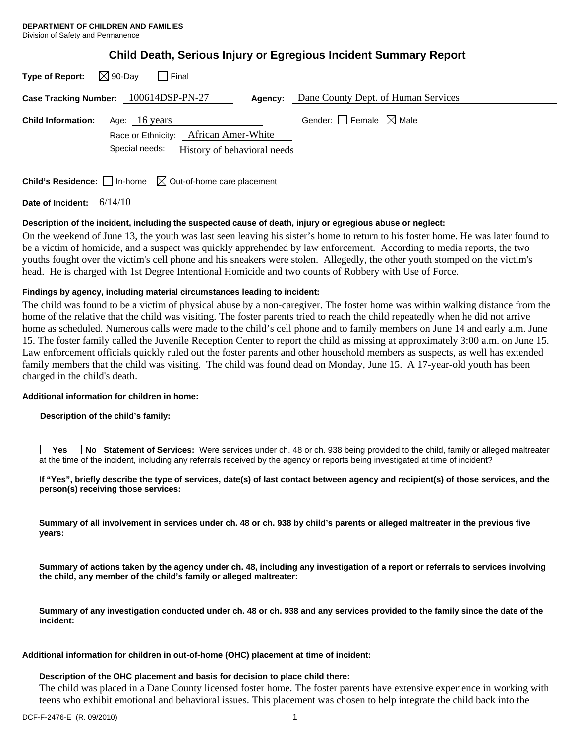**DEPARTMENT OF CHILDREN AND FAMILIES**
Division of Safety and Permanence

# Child Death, Serious Injury or Egregious Incident Summary Report

**Type of Report:** ☒ 90-Day ☐ Final

**Case Tracking Number:** 100614DSP-PN-27 **Agency:** Dane County Dept. of Human Services

**Child Information:** Age: 16 years Gender: ☐ Female ☒ Male

Race or Ethnicity: African Amer-White

Special needs: History of behavioral needs

**Child's Residence:** ☐ In-home ☒ Out-of-home care placement

**Date of Incident:** 6/14/10

**Description of the incident, including the suspected cause of death, injury or egregious abuse or neglect:**

On the weekend of June 13, the youth was last seen leaving his sister's home to return to his foster home. He was later found to be a victim of homicide, and a suspect was quickly apprehended by law enforcement. According to media reports, the two youths fought over the victim's cell phone and his sneakers were stolen. Allegedly, the other youth stomped on the victim's head. He is charged with 1st Degree Intentional Homicide and two counts of Robbery with Use of Force.

**Findings by agency, including material circumstances leading to incident:**

The child was found to be a victim of physical abuse by a non-caregiver. The foster home was within walking distance from the home of the relative that the child was visiting. The foster parents tried to reach the child repeatedly when he did not arrive home as scheduled. Numerous calls were made to the child's cell phone and to family members on June 14 and early a.m. June 15. The foster family called the Juvenile Reception Center to report the child as missing at approximately 3:00 a.m. on June 15. Law enforcement officials quickly ruled out the foster parents and other household members as suspects, as well has extended family members that the child was visiting. The child was found dead on Monday, June 15. A 17-year-old youth has been charged in the child's death.

**Additional information for children in home:**

**Description of the child's family:**

☐ **Yes** ☐ **No Statement of Services:** Were services under ch. 48 or ch. 938 being provided to the child, family or alleged maltreater at the time of the incident, including any referrals received by the agency or reports being investigated at time of incident?

**If "Yes", briefly describe the type of services, date(s) of last contact between agency and recipient(s) of those services, and the person(s) receiving those services:**

**Summary of all involvement in services under ch. 48 or ch. 938 by child's parents or alleged maltreater in the previous five years:**

**Summary of actions taken by the agency under ch. 48, including any investigation of a report or referrals to services involving the child, any member of the child's family or alleged maltreater:**

**Summary of any investigation conducted under ch. 48 or ch. 938 and any services provided to the family since the date of the incident:**

**Additional information for children in out-of-home (OHC) placement at time of incident:**

**Description of the OHC placement and basis for decision to place child there:**

The child was placed in a Dane County licensed foster home. The foster parents have extensive experience in working with teens who exhibit emotional and behavioral issues. This placement was chosen to help integrate the child back into the

DCF-F-2476-E (R. 09/2010)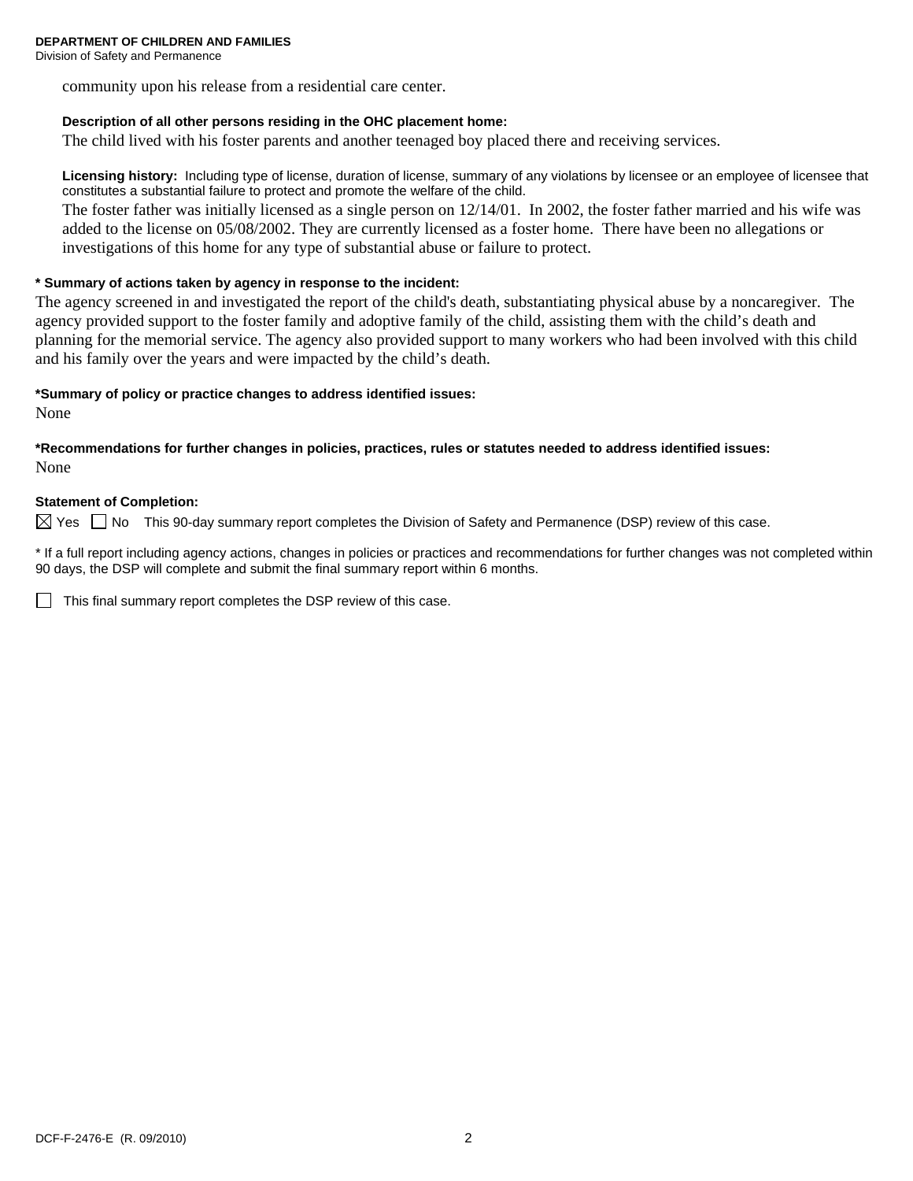community upon his release from a residential care center.

**Description of all other persons residing in the OHC placement home:**

The child lived with his foster parents and another teenaged boy placed there and receiving services.

**Licensing history:** Including type of license, duration of license, summary of any violations by licensee or an employee of licensee that constitutes a substantial failure to protect and promote the welfare of the child.

The foster father was initially licensed as a single person on 12/14/01. In 2002, the foster father married and his wife was added to the license on 05/08/2002. They are currently licensed as a foster home. There have been no allegations or investigations of this home for any type of substantial abuse or failure to protect.

**\* Summary of actions taken by agency in response to the incident:**

The agency screened in and investigated the report of the child's death, substantiating physical abuse by a noncaregiver. The agency provided support to the foster family and adoptive family of the child, assisting them with the child's death and planning for the memorial service. The agency also provided support to many workers who had been involved with this child and his family over the years and were impacted by the child's death.

**\*Summary of policy or practice changes to address identified issues:**

None

**\*Recommendations for further changes in policies, practices, rules or statutes needed to address identified issues:**

None

**Statement of Completion:**

☒ Yes ☐ No This 90-day summary report completes the Division of Safety and Permanence (DSP) review of this case.

\* If a full report including agency actions, changes in policies or practices and recommendations for further changes was not completed within 90 days, the DSP will complete and submit the final summary report within 6 months.

☐ This final summary report completes the DSP review of this case.